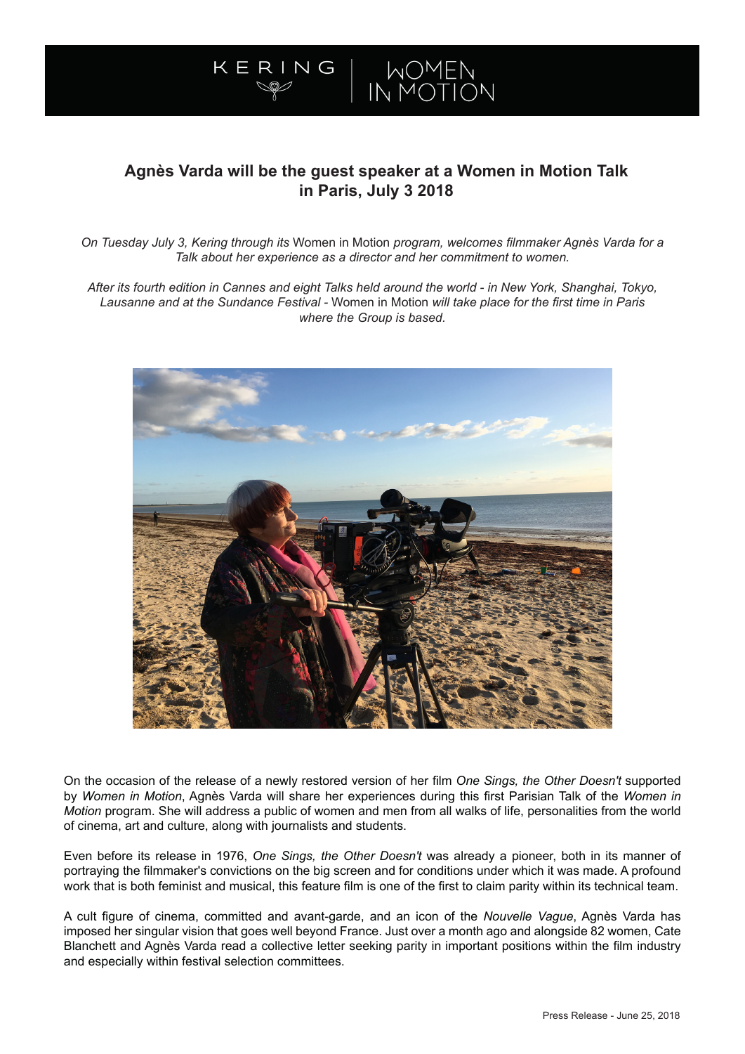# Agnès Varda will be the guest speaker at a Women in Motion Talk in Paris, July 3 2018

*On Tuesday July 3, Kering through its* Women in Motion *program, welcomes filmmaker Agnès Varda for a Talk about her experience as a director and her commitment to women.*

*After its fourth edition in Cannes and eight Talks held around the world - in New York, Shanghai, Tokyo, Lausanne and at the Sundance Festival -* Women in Motion *will take place for the first time in Paris where the Group is based.*

On the occasion of the release of a newly restored version of her film *One Sings, the Other Doesn't* supported by *Women in Motion*, Agnès Varda will share her experiences during this first Parisian Talk of the *Women in Motion* program. She will address a public of women and men from all walks of life, personalities from the world of cinema, art and culture, along with journalists and students.

Even before its release in 1976, *One Sings, the Other Doesn't* was already a pioneer, both in its manner of portraying the filmmaker's convictions on the big screen and for conditions under which it was made. A profound work that is both feminist and musical, this feature film is one of the first to claim parity within its technical team.

A cult figure of cinema, committed and avant-garde, and an icon of the *Nouvelle Vague*, Agnès Varda has imposed her singular vision that goes well beyond France. Just over a month ago and alongside 82 women, Cate Blanchett and Agnès Varda read a collective letter seeking parity in important positions within the film industry and especially within festival selection committees.

Press Release - June 25, 2018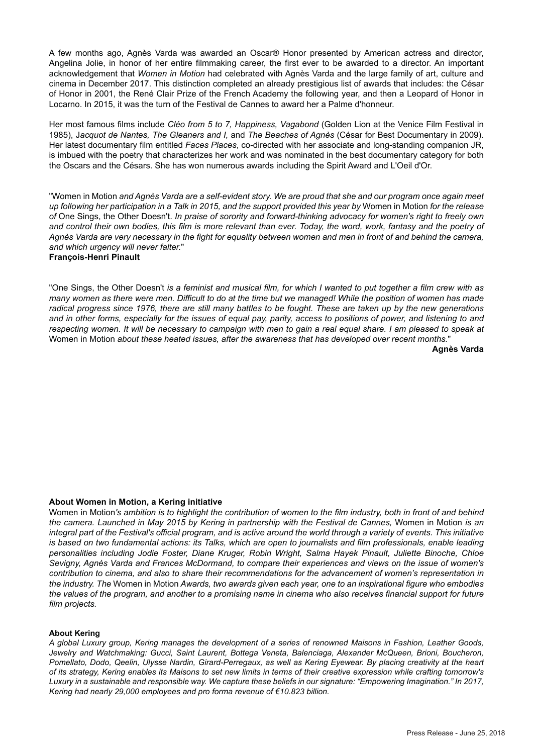A few months ago, Agnès Varda was awarded an Oscar® Honor presented by American actress and director, Angelina Jolie, in honor of her entire filmmaking career, the first ever to be awarded to a director. An important acknowledgement that *Women in Motion* had celebrated with Agnès Varda and the large family of art, culture and cinema in December 2017. This distinction completed an already prestigious list of awards that includes: the César of Honor in 2001, the René Clair Prize of the French Academy the following year, and then a Leopard of Honor in Locarno. In 2015, it was the turn of the Festival de Cannes to award her a Palme d'honneur.

Her most famous films include *Cléo from 5 to 7, Happiness, Vagabond* (Golden Lion at the Venice Film Festival in 1985), J*acquot de Nantes, The Gleaners and I,* and *The Beaches of Agnès* (César for Best Documentary in 2009). Her latest documentary film entitled *Faces Places*, co-directed with her associate and long-standing companion JR, is imbued with the poetry that characterizes her work and was nominated in the best documentary category for both the Oscars and the Césars. She has won numerous awards including the Spirit Award and L'Oeil d'Or.

"Women in Motion *and Agnès Varda are a self-evident story. We are proud that she and our program once again meet up following her participation in a Talk in 2015, and the support provided this year by* Women in Motion *for the release of* One Sings, the Other Doesn't. *In praise of sorority and forward-thinking advocacy for women's right to freely own and control their own bodies, this film is more relevant than ever. Today, the word, work, fantasy and the poetry of Agnès Varda are very necessary in the fight for equality between women and men in front of and behind the camera, and which urgency will never falter.*"
**François-Henri Pinault**

"One Sings, the Other Doesn't *is a feminist and musical film, for which I wanted to put together a film crew with as many women as there were men. Difficult to do at the time but we managed! While the position of women has made radical progress since 1976, there are still many battles to be fought. These are taken up by the new generations and in other forms, especially for the issues of equal pay, parity, access to positions of power, and listening to and respecting women. It will be necessary to campaign with men to gain a real equal share. I am pleased to speak at* Women in Motion *about these heated issues, after the awareness that has developed over recent months.*"

**Agnès Varda**

**About Women in Motion, a Kering initiative**

Women in Motion*'s ambition is to highlight the contribution of women to the film industry, both in front of and behind the camera. Launched in May 2015 by Kering in partnership with the Festival de Cannes,* Women in Motion *is an integral part of the Festival's official program, and is active around the world through a variety of events. This initiative is based on two fundamental actions: its Talks, which are open to journalists and film professionals, enable leading personalities including Jodie Foster, Diane Kruger, Robin Wright, Salma Hayek Pinault, Juliette Binoche, Chloe Sevigny, Agnès Varda and Frances McDormand, to compare their experiences and views on the issue of women's contribution to cinema, and also to share their recommendations for the advancement of women's representation in the industry. The* Women in Motion *Awards, two awards given each year, one to an inspirational figure who embodies the values of the program, and another to a promising name in cinema who also receives financial support for future film projects.*

**About Kering**

*A global Luxury group, Kering manages the development of a series of renowned Maisons in Fashion, Leather Goods, Jewelry and Watchmaking: Gucci, Saint Laurent, Bottega Veneta, Balenciaga, Alexander McQueen, Brioni, Boucheron, Pomellato, Dodo, Qeelin, Ulysse Nardin, Girard-Perregaux, as well as Kering Eyewear. By placing creativity at the heart of its strategy, Kering enables its Maisons to set new limits in terms of their creative expression while crafting tomorrow's Luxury in a sustainable and responsible way. We capture these beliefs in our signature: "Empowering Imagination." In 2017, Kering had nearly 29,000 employees and pro forma revenue of €10.823 billion.*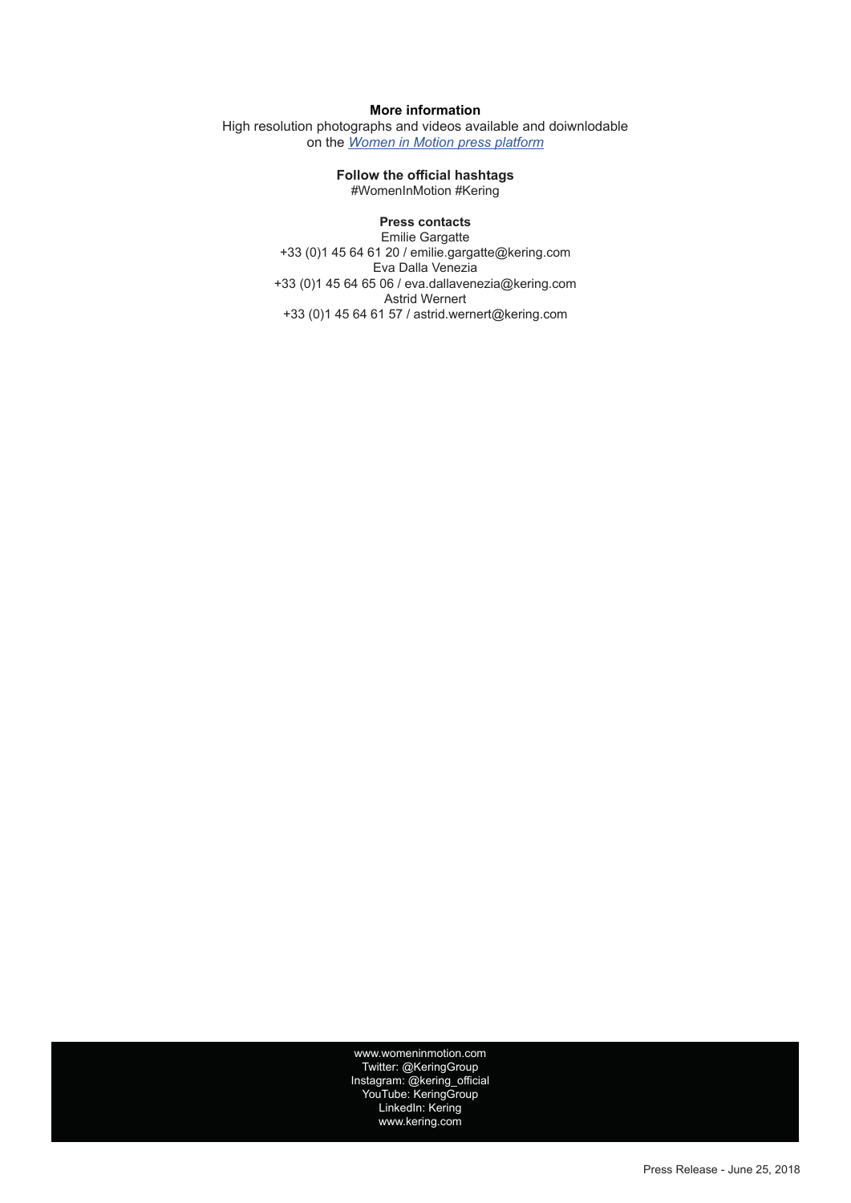**More information**

High resolution photographs and videos available and doiwnlodable on the *Women in Motion press platform*

**Follow the official hashtags**

#WomenInMotion #Kering

**Press contacts**

Emilie Gargatte
+33 (0)1 45 64 61 20 / emilie.gargatte@kering.com
Eva Dalla Venezia
+33 (0)1 45 64 65 06 / eva.dallavenezia@kering.com
Astrid Wernert
+33 (0)1 45 64 61 57 / astrid.wernert@kering.com

www.womeninmotion.com
Twitter: @KeringGroup
Instagram: @kering_official
YouTube: KeringGroup
LinkedIn: Kering
www.kering.com

Press Release - June 25, 2018